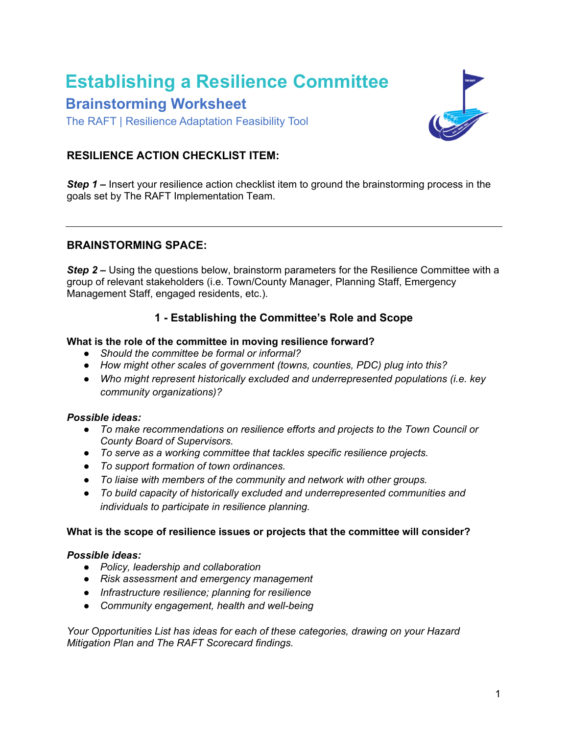# Establishing a Resilience Committee

## Brainstorming Worksheet

The RAFT | Resilience Adaptation Feasibility Tool

### RESILIENCE ACTION CHECKLIST ITEM:

***Step 1 –*** Insert your resilience action checklist item to ground the brainstorming process in the goals set by The RAFT Implementation Team.

---

### BRAINSTORMING SPACE:

***Step 2 –*** Using the questions below, brainstorm parameters for the Resilience Committee with a group of relevant stakeholders (i.e. Town/County Manager, Planning Staff, Emergency Management Staff, engaged residents, etc.).

#### 1 - Establishing the Committee's Role and Scope

**What is the role of the committee in moving resilience forward?**

- *Should the committee be formal or informal?*
- *How might other scales of government (towns, counties, PDC) plug into this?*
- *Who might represent historically excluded and underrepresented populations (i.e. key community organizations)?*

***Possible ideas:***

- *To make recommendations on resilience efforts and projects to the Town Council or County Board of Supervisors.*
- *To serve as a working committee that tackles specific resilience projects.*
- *To support formation of town ordinances.*
- *To liaise with members of the community and network with other groups.*
- *To build capacity of historically excluded and underrepresented communities and individuals to participate in resilience planning.*

**What is the scope of resilience issues or projects that the committee will consider?**

***Possible ideas:***

- *Policy, leadership and collaboration*
- *Risk assessment and emergency management*
- *Infrastructure resilience; planning for resilience*
- *Community engagement, health and well-being*

*Your Opportunities List has ideas for each of these categories, drawing on your Hazard Mitigation Plan and The RAFT Scorecard findings.*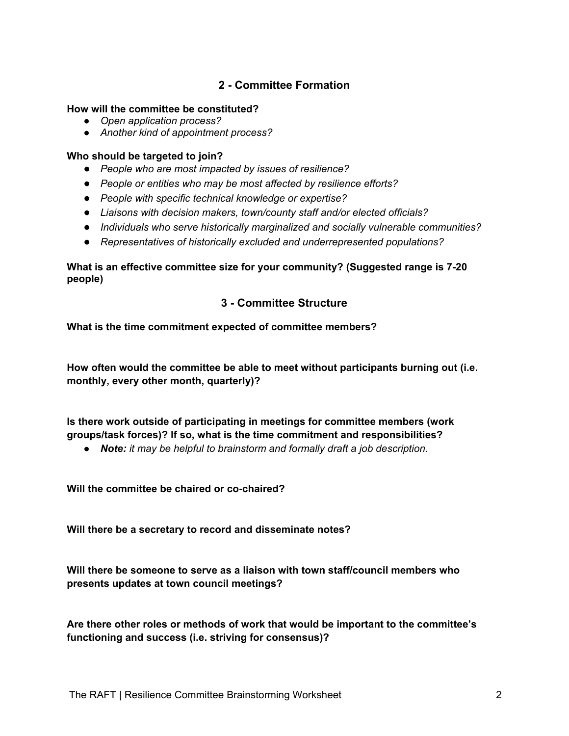## 2 - Committee Formation

**How will the committee be constituted?**

- *Open application process?*
- *Another kind of appointment process?*

**Who should be targeted to join?**

- *People who are most impacted by issues of resilience?*
- *People or entities who may be most affected by resilience efforts?*
- *People with specific technical knowledge or expertise?*
- *Liaisons with decision makers, town/county staff and/or elected officials?*
- *Individuals who serve historically marginalized and socially vulnerable communities?*
- *Representatives of historically excluded and underrepresented populations?*

**What is an effective committee size for your community? (Suggested range is 7-20 people)**

## 3 - Committee Structure

**What is the time commitment expected of committee members?**

**How often would the committee be able to meet without participants burning out (i.e. monthly, every other month, quarterly)?**

**Is there work outside of participating in meetings for committee members (work groups/task forces)? If so, what is the time commitment and responsibilities?**

- ***Note:*** *it may be helpful to brainstorm and formally draft a job description.*

**Will the committee be chaired or co-chaired?**

**Will there be a secretary to record and disseminate notes?**

**Will there be someone to serve as a liaison with town staff/council members who presents updates at town council meetings?**

**Are there other roles or methods of work that would be important to the committee's functioning and success (i.e. striving for consensus)?**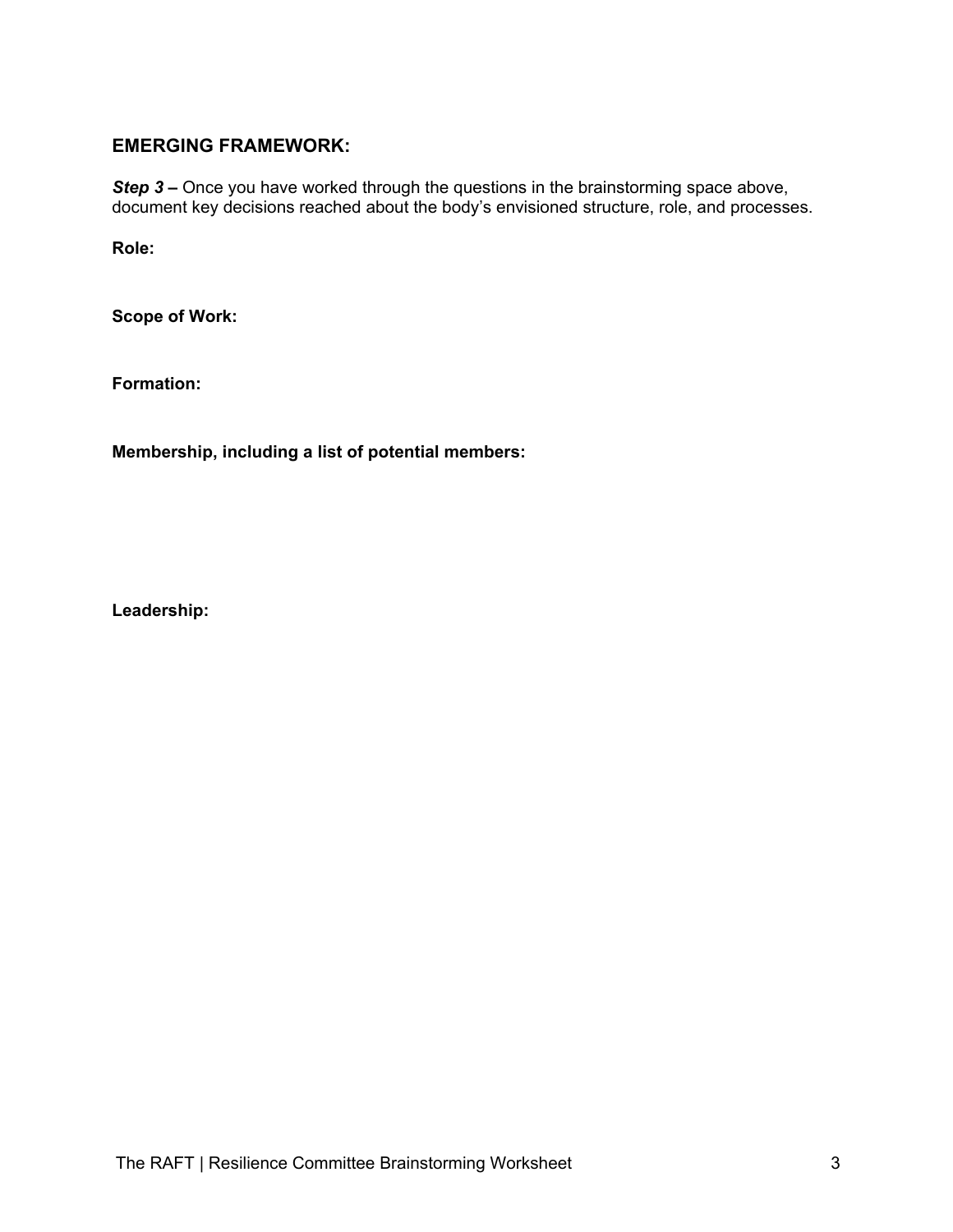## EMERGING FRAMEWORK:

***Step 3 –*** Once you have worked through the questions in the brainstorming space above, document key decisions reached about the body's envisioned structure, role, and processes.

**Role:**

**Scope of Work:**

**Formation:**

**Membership, including a list of potential members:**

**Leadership:**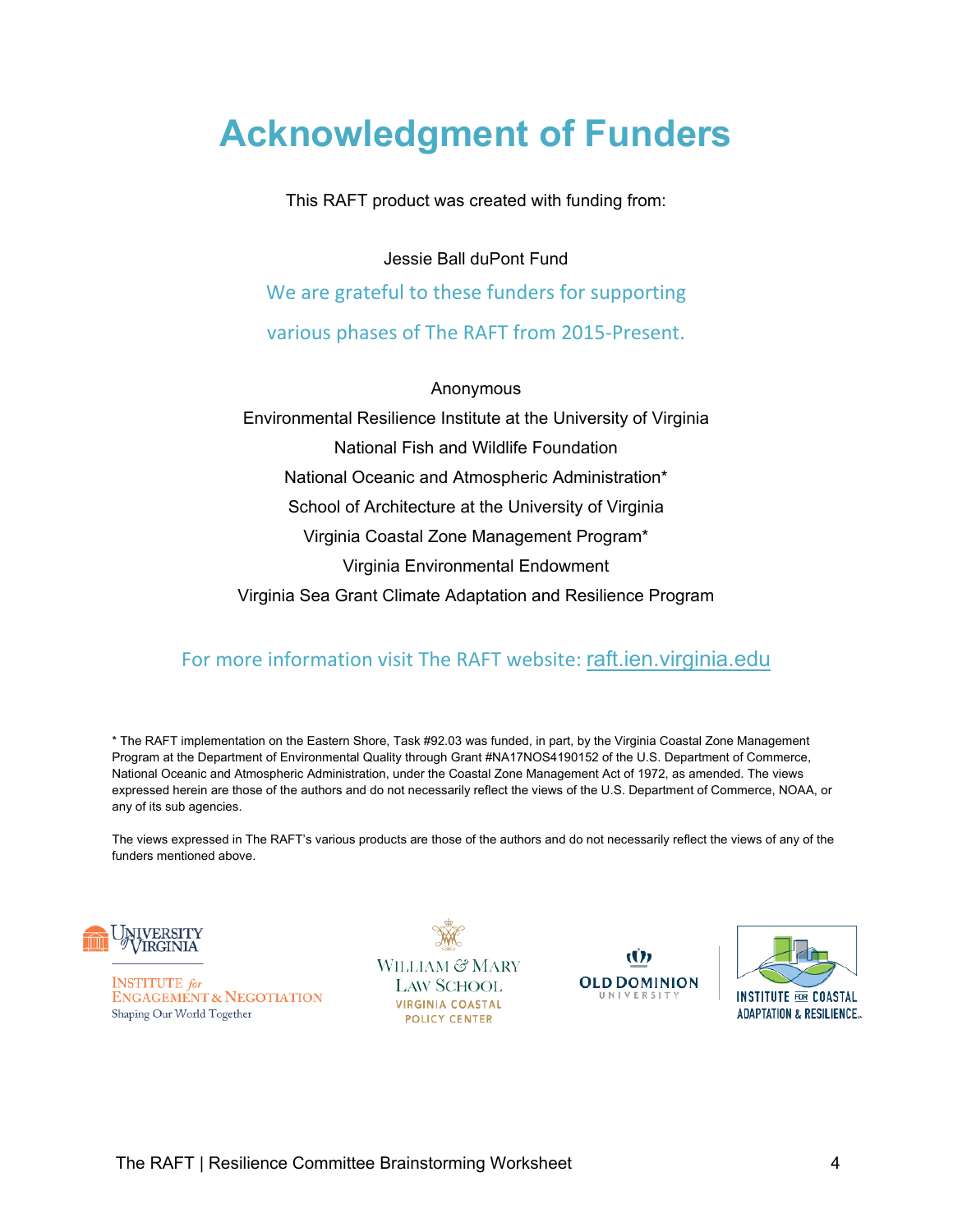# Acknowledgment of Funders

This RAFT product was created with funding from:

Jessie Ball duPont Fund

We are grateful to these funders for supporting various phases of The RAFT from 2015-Present.

Anonymous
Environmental Resilience Institute at the University of Virginia
National Fish and Wildlife Foundation
National Oceanic and Atmospheric Administration*
School of Architecture at the University of Virginia
Virginia Coastal Zone Management Program*
Virginia Environmental Endowment
Virginia Sea Grant Climate Adaptation and Resilience Program

For more information visit The RAFT website: raft.ien.virginia.edu

* The RAFT implementation on the Eastern Shore, Task #92.03 was funded, in part, by the Virginia Coastal Zone Management Program at the Department of Environmental Quality through Grant #NA17NOS4190152 of the U.S. Department of Commerce, National Oceanic and Atmospheric Administration, under the Coastal Zone Management Act of 1972, as amended. The views expressed herein are those of the authors and do not necessarily reflect the views of the U.S. Department of Commerce, NOAA, or any of its sub agencies.

The views expressed in The RAFT's various products are those of the authors and do not necessarily reflect the views of any of the funders mentioned above.

University of Virginia
Institute for Engagement & Negotiation
Shaping Our World Together

William & Mary Law School
Virginia Coastal Policy Center

Old Dominion University

Institute for Coastal Adaptation & Resilience